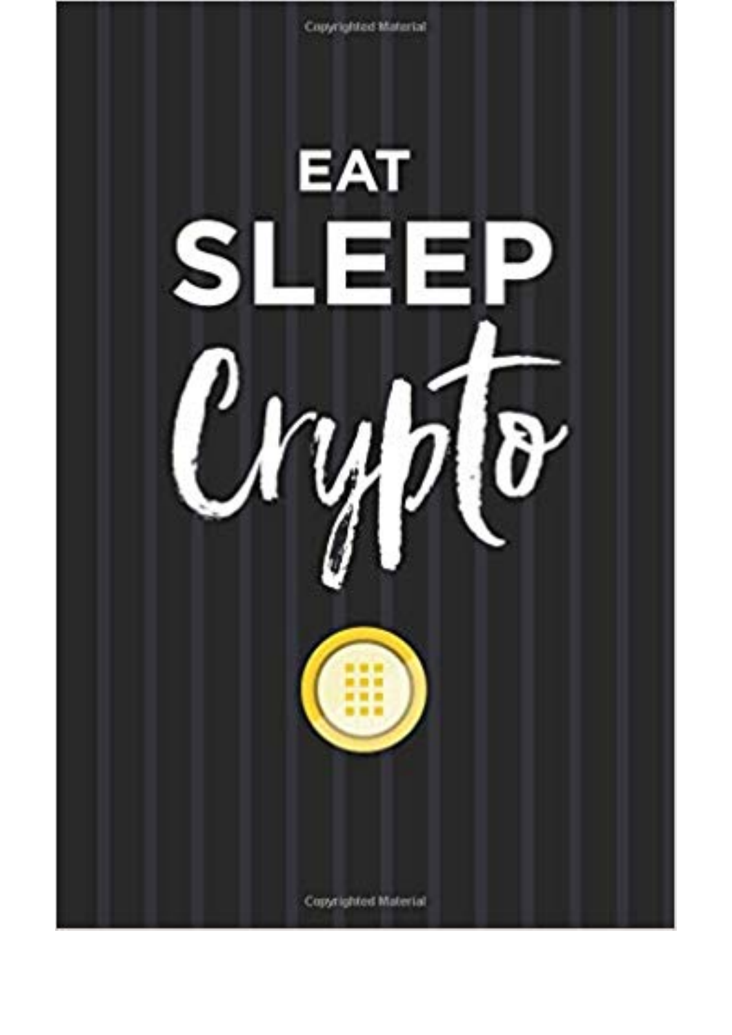# EAT SLEEP *Crypto*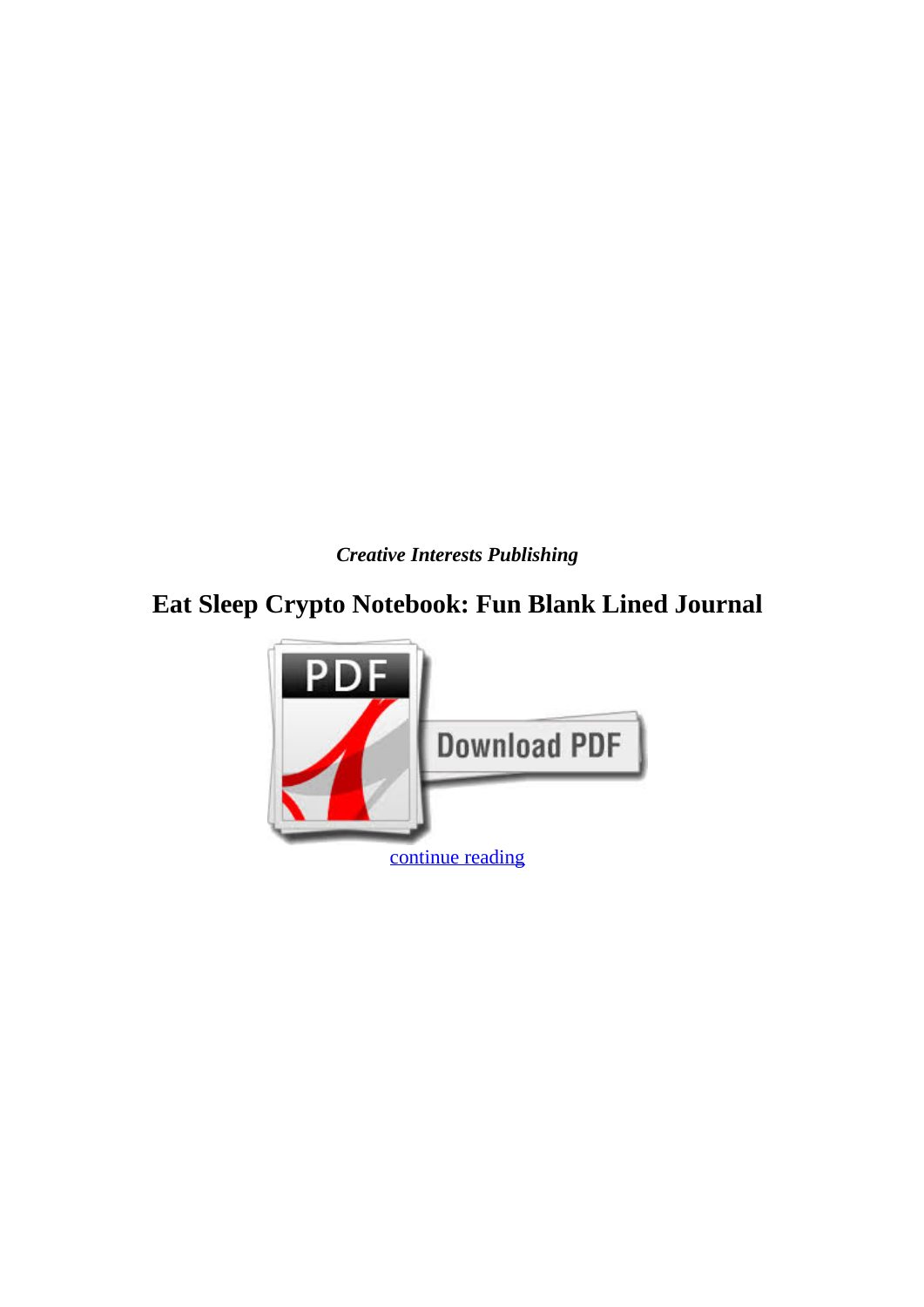*Creative Interests Publishing*

## Eat Sleep Crypto Notebook: Fun Blank Lined Journal

continue reading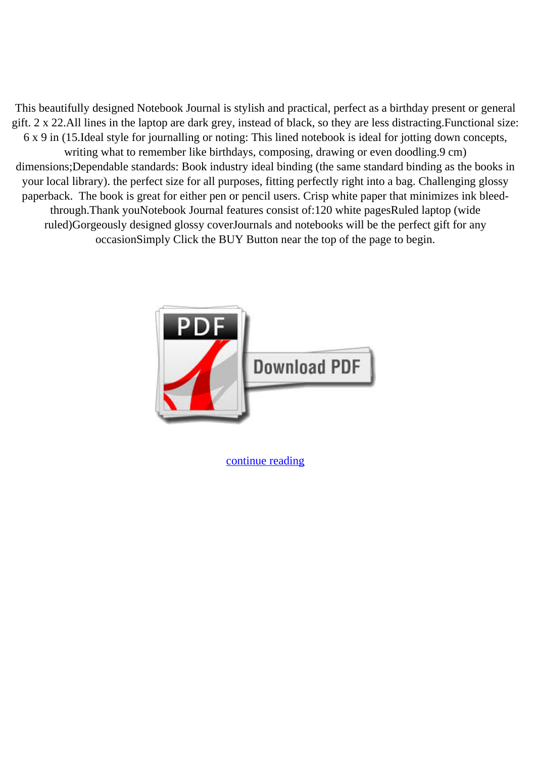This beautifully designed Notebook Journal is stylish and practical, perfect as a birthday present or general gift. 2 x 22.All lines in the laptop are dark grey, instead of black, so they are less distracting.Functional size: 6 x 9 in (15.Ideal style for journalling or noting: This lined notebook is ideal for jotting down concepts, writing what to remember like birthdays, composing, drawing or even doodling.9 cm) dimensions;Dependable standards: Book industry ideal binding (the same standard binding as the books in your local library). the perfect size for all purposes, fitting perfectly right into a bag. Challenging glossy paperback. The book is great for either pen or pencil users. Crisp white paper that minimizes ink bleed-through.Thank youNotebook Journal features consist of:120 white pagesRuled laptop (wide ruled)Gorgeously designed glossy coverJournals and notebooks will be the perfect gift for any occasionSimply Click the BUY Button near the top of the page to begin.

continue reading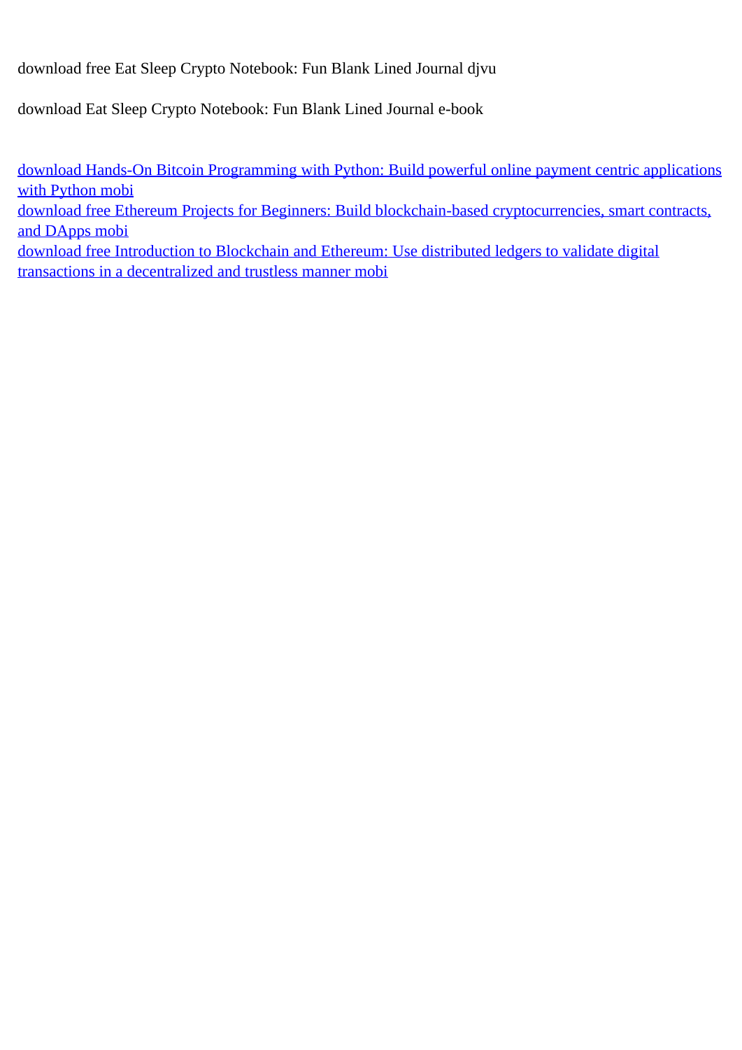download free Eat Sleep Crypto Notebook: Fun Blank Lined Journal djvu

download Eat Sleep Crypto Notebook: Fun Blank Lined Journal e-book

download Hands-On Bitcoin Programming with Python: Build powerful online payment centric applications with Python mobi
download free Ethereum Projects for Beginners: Build blockchain-based cryptocurrencies, smart contracts, and DApps mobi
download free Introduction to Blockchain and Ethereum: Use distributed ledgers to validate digital transactions in a decentralized and trustless manner mobi